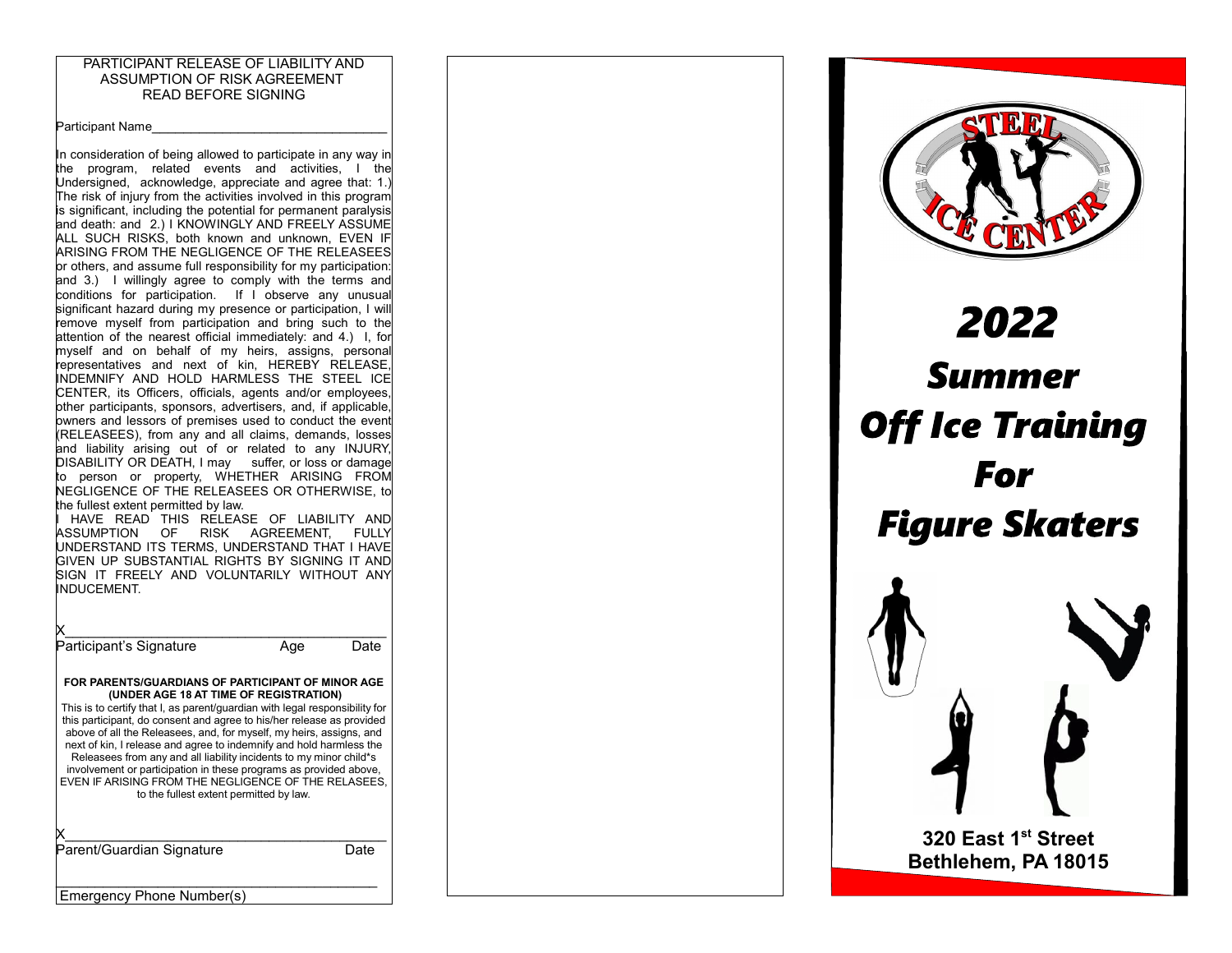PARTICIPANT RELEASE OF LIABILITY AND ASSUMPTION OF RISK AGREEMENT
READ BEFORE SIGNING

Participant Name________________________________

In consideration of being allowed to participate in any way in the program, related events and activities, I the Undersigned, acknowledge, appreciate and agree that: 1.) The risk of injury from the activities involved in this program is significant, including the potential for permanent paralysis and death: and 2.) I KNOWINGLY AND FREELY ASSUME ALL SUCH RISKS, both known and unknown, EVEN IF ARISING FROM THE NEGLIGENCE OF THE RELEASEES or others, and assume full responsibility for my participation: and 3.) I willingly agree to comply with the terms and conditions for participation. If I observe any unusual significant hazard during my presence or participation, I will remove myself from participation and bring such to the attention of the nearest official immediately: and 4.) I, for myself and on behalf of my heirs, assigns, personal representatives and next of kin, HEREBY RELEASE, INDEMNIFY AND HOLD HARMLESS THE STEEL ICE CENTER, its Officers, officials, agents and/or employees, other participants, sponsors, advertisers, and, if applicable, owners and lessors of premises used to conduct the event (RELEASEES), from any and all claims, demands, losses and liability arising out of or related to any INJURY, DISABILITY OR DEATH, I may suffer, or loss or damage to person or property, WHETHER ARISING FROM NEGLIGENCE OF THE RELEASEES OR OTHERWISE, to the fullest extent permitted by law.

I HAVE READ THIS RELEASE OF LIABILITY AND ASSUMPTION OF RISK AGREEMENT, FULLY UNDERSTAND ITS TERMS, UNDERSTAND THAT I HAVE GIVEN UP SUBSTANTIAL RIGHTS BY SIGNING IT AND SIGN IT FREELY AND VOLUNTARILY WITHOUT ANY INDUCEMENT.

X____________________________________________
Participant's Signature Age Date

**FOR PARENTS/GUARDIANS OF PARTICIPANT OF MINOR AGE (UNDER AGE 18 AT TIME OF REGISTRATION)**

This is to certify that I, as parent/guardian with legal responsibility for this participant, do consent and agree to his/her release as provided above of all the Releasees, and, for myself, my heirs, assigns, and next of kin, I release and agree to indemnify and hold harmless the Releasees from any and all liability incidents to my minor child*s involvement or participation in these programs as provided above, EVEN IF ARISING FROM THE NEGLIGENCE OF THE RELASEES, to the fullest extent permitted by law.

X____________________________________________
Parent/Guardian Signature Date

____________________________________________
Emergency Phone Number(s)

STEEL ICE CENTER

# 2022
# Summer
# Off Ice Training
# For
# Figure Skaters

**320 East 1st Street**
**Bethlehem, PA 18015**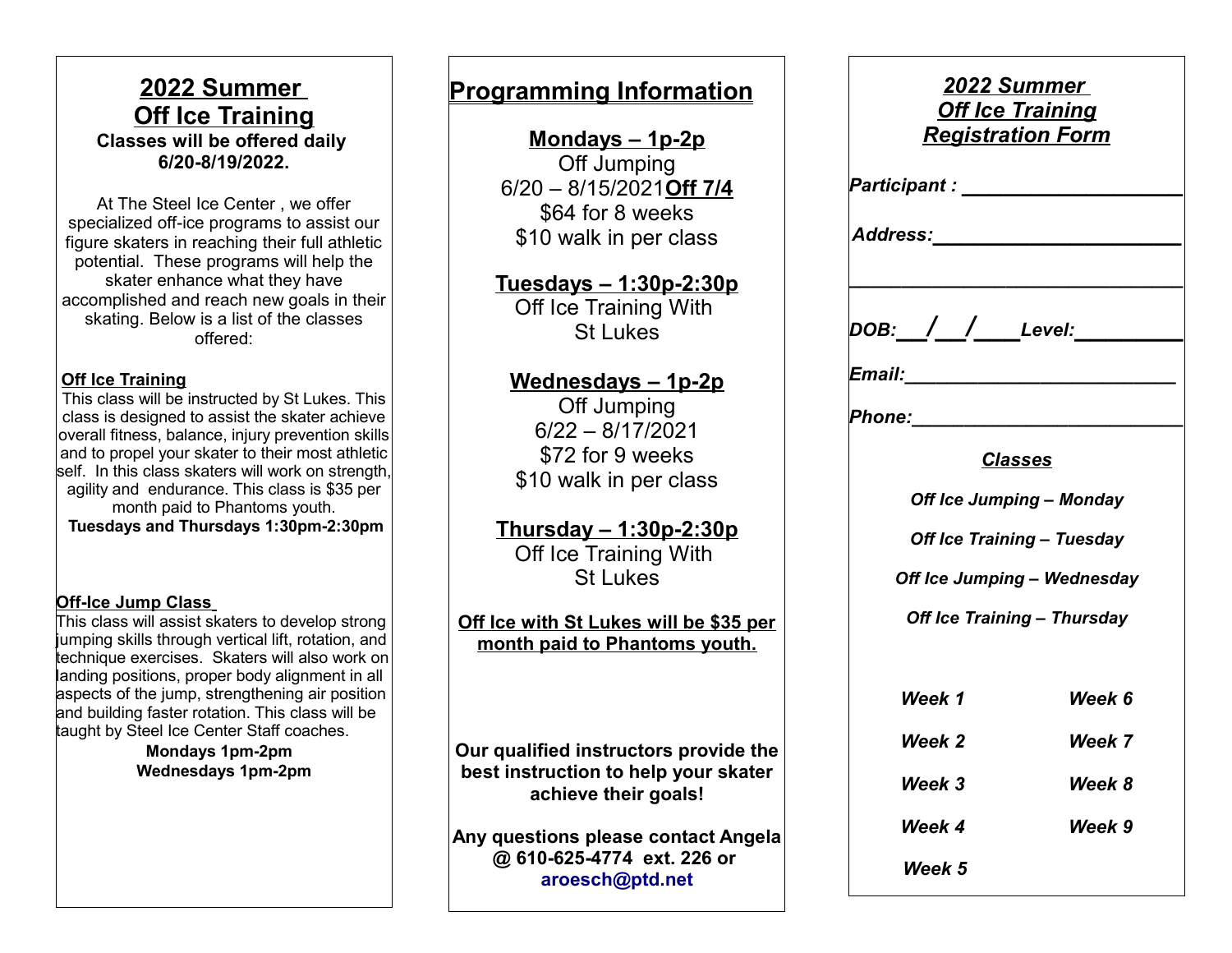# 2022 Summer Off Ice Training

**Classes will be offered daily 6/20-8/19/2022.**

At The Steel Ice Center , we offer specialized off-ice programs to assist our figure skaters in reaching their full athletic potential. These programs will help the skater enhance what they have accomplished and reach new goals in their skating. Below is a list of the classes offered:

### Off Ice Training

This class will be instructed by St Lukes. This class is designed to assist the skater achieve overall fitness, balance, injury prevention skills and to propel your skater to their most athletic self. In this class skaters will work on strength, agility and endurance. This class is $35 per month paid to Phantoms youth.

**Tuesdays and Thursdays 1:30pm-2:30pm**

### Off-Ice Jump Class

This class will assist skaters to develop strong jumping skills through vertical lift, rotation, and technique exercises. Skaters will also work on landing positions, proper body alignment in all aspects of the jump, strengthening air position and building faster rotation. This class will be taught by Steel Ice Center Staff coaches.

**Mondays 1pm-2pm**
**Wednesdays 1pm-2pm**

# Programming Information

**Mondays – 1p-2p**
Off Jumping
6/20 – 8/15/2021 **Off 7/4**
$64 for 8 weeks
$10 walk in per class

**Tuesdays – 1:30p-2:30p**
Off Ice Training With St Lukes

**Wednesdays – 1p-2p**
Off Jumping
6/22 – 8/17/2021
$72 for 9 weeks
$10 walk in per class

**Thursday – 1:30p-2:30p**
Off Ice Training With St Lukes

**Off Ice with St Lukes will be $35 per month paid to Phantoms youth.**

**Our qualified instructors provide the best instruction to help your skater achieve their goals!**

**Any questions please contact Angela @ 610-625-4774 ext. 226 or aroesch@ptd.net**

# *2022 Summer Off Ice Training Registration Form*

***Participant :*** ____________________

***Address:*** ______________________

________________________________

***DOB:*** __/__/____ ***Level:*** _________

***Email:*** _________________________

***Phone:*** _________________________

***Classes***

*Off Ice Jumping – Monday*

*Off Ice Training – Tuesday*

*Off Ice Jumping – Wednesday*

*Off Ice Training – Thursday*

| | |
|---|---|
| ***Week 1*** | ***Week 6*** |
| ***Week 2*** | ***Week 7*** |
| ***Week 3*** | ***Week 8*** |
| ***Week 4*** | ***Week 9*** |
| ***Week 5*** | |